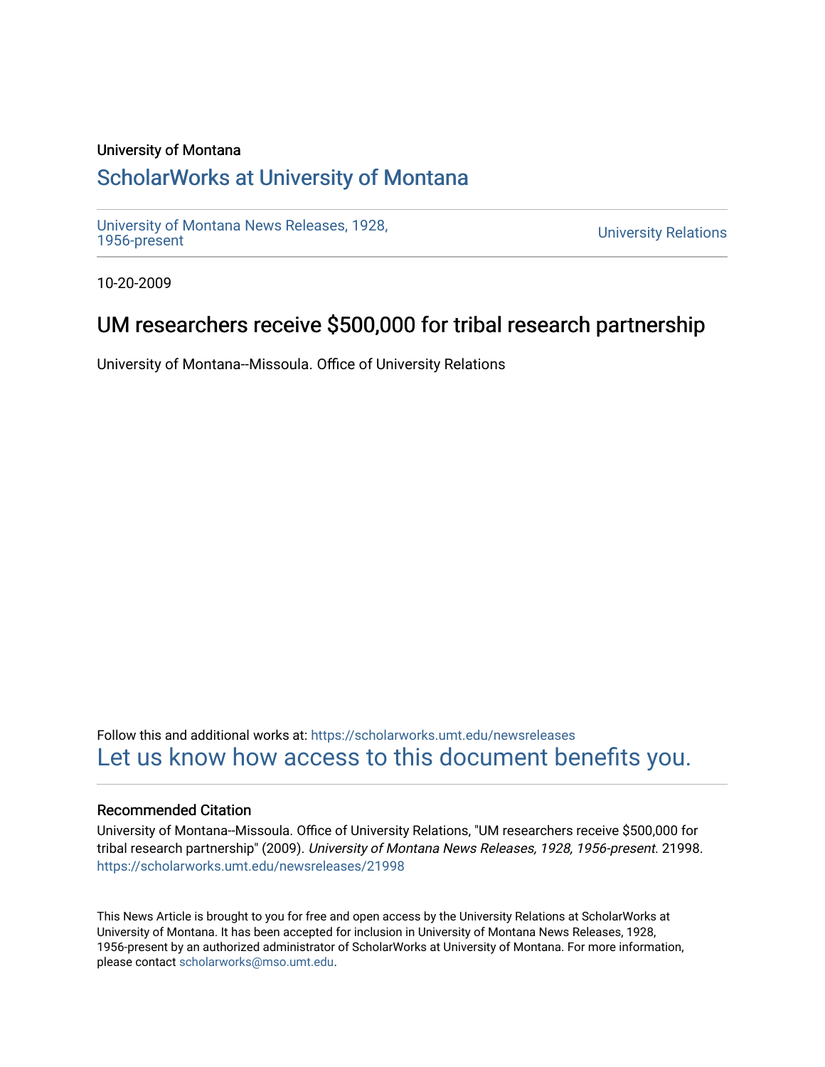University of Montana

# ScholarWorks at University of Montana

University of Montana News Releases, 1928, 1956-present

University Relations

10-20-2009

## UM researchers receive $500,000 for tribal research partnership

University of Montana--Missoula. Office of University Relations

Follow this and additional works at: https://scholarworks.umt.edu/newsreleases

Let us know how access to this document benefits you.

### Recommended Citation

University of Montana--Missoula. Office of University Relations, "UM researchers receive $500,000 for tribal research partnership" (2009). *University of Montana News Releases, 1928, 1956-present*. 21998. https://scholarworks.umt.edu/newsreleases/21998

This News Article is brought to you for free and open access by the University Relations at ScholarWorks at University of Montana. It has been accepted for inclusion in University of Montana News Releases, 1928, 1956-present by an authorized administrator of ScholarWorks at University of Montana. For more information, please contact scholarworks@mso.umt.edu.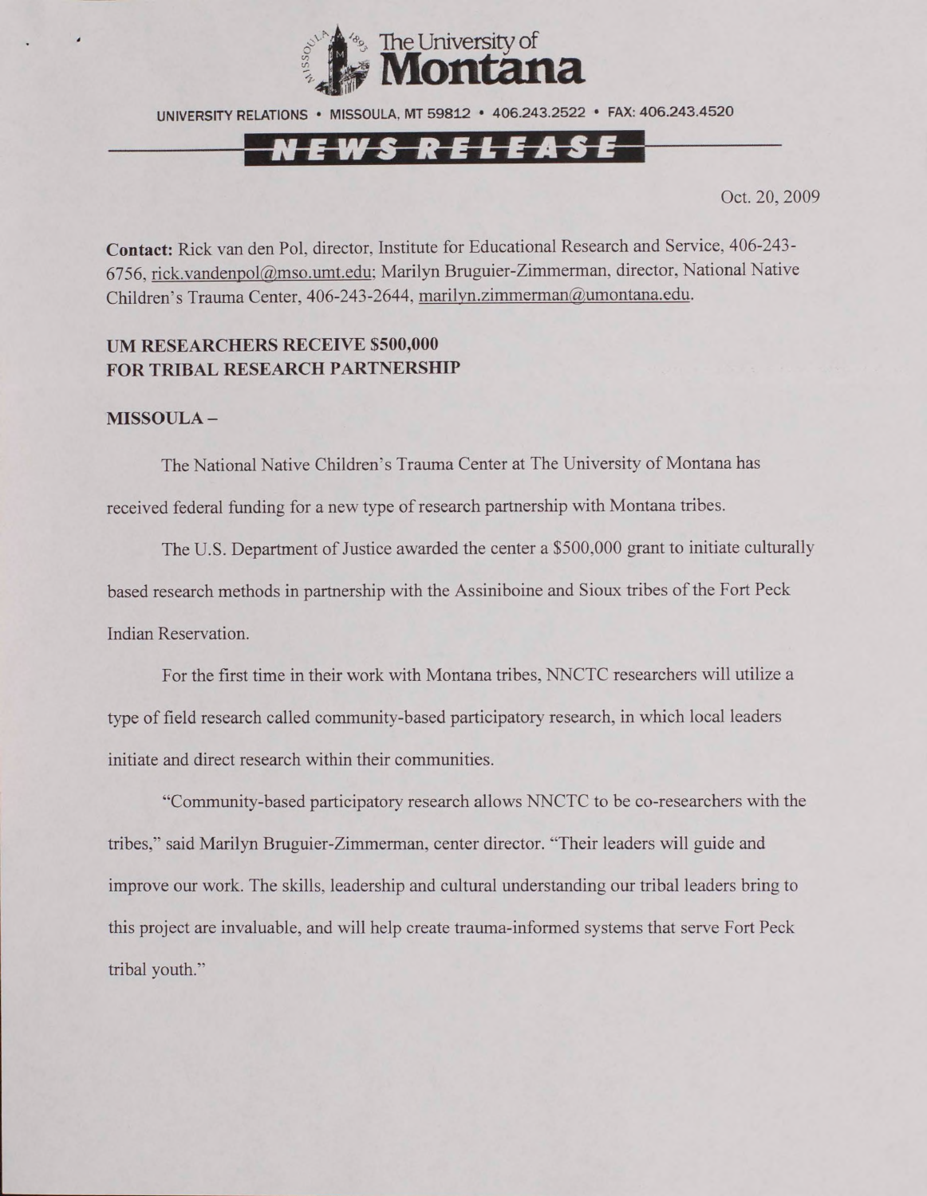The University of Montana

UNIVERSITY RELATIONS • MISSOULA, MT 59812 • 406.243.2522 • FAX: 406.243.4520

NEWS RELEASE

Oct. 20, 2009

**Contact:** Rick van den Pol, director, Institute for Educational Research and Service, 406-243-6756, rick.vandenpol@mso.umt.edu; Marilyn Bruguier-Zimmerman, director, National Native Children's Trauma Center, 406-243-2644, marilyn.zimmerman@umontana.edu.

## UM RESEARCHERS RECEIVE $500,000 FOR TRIBAL RESEARCH PARTNERSHIP

**MISSOULA –**

The National Native Children's Trauma Center at The University of Montana has received federal funding for a new type of research partnership with Montana tribes.

The U.S. Department of Justice awarded the center a $500,000 grant to initiate culturally based research methods in partnership with the Assiniboine and Sioux tribes of the Fort Peck Indian Reservation.

For the first time in their work with Montana tribes, NNCTC researchers will utilize a type of field research called community-based participatory research, in which local leaders initiate and direct research within their communities.

"Community-based participatory research allows NNCTC to be co-researchers with the tribes," said Marilyn Bruguier-Zimmerman, center director. "Their leaders will guide and improve our work. The skills, leadership and cultural understanding our tribal leaders bring to this project are invaluable, and will help create trauma-informed systems that serve Fort Peck tribal youth."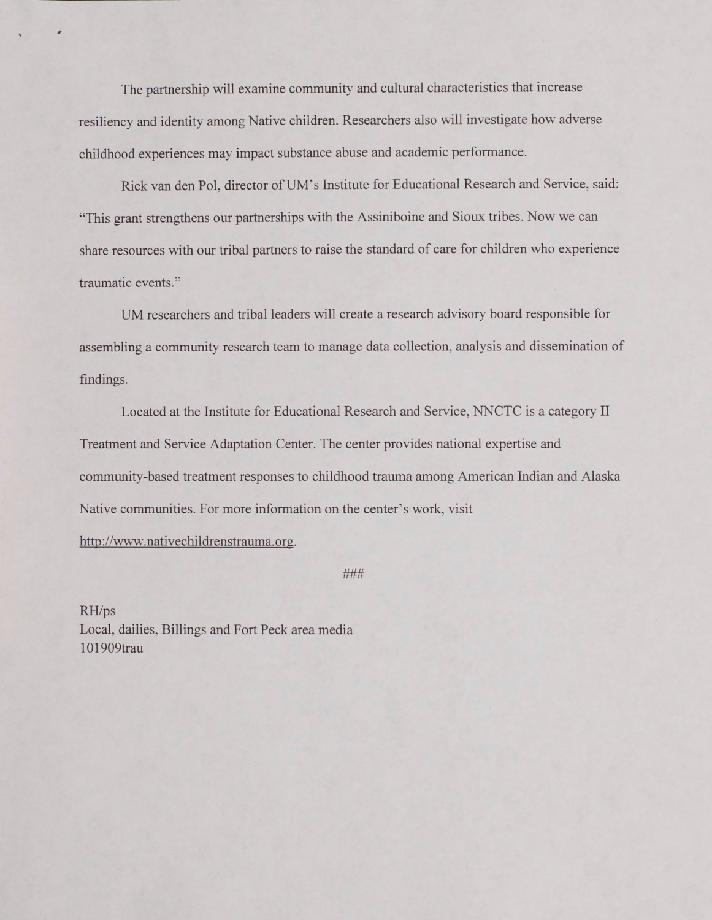The partnership will examine community and cultural characteristics that increase resiliency and identity among Native children. Researchers also will investigate how adverse childhood experiences may impact substance abuse and academic performance.

Rick van den Pol, director of UM's Institute for Educational Research and Service, said: "This grant strengthens our partnerships with the Assiniboine and Sioux tribes. Now we can share resources with our tribal partners to raise the standard of care for children who experience traumatic events."

UM researchers and tribal leaders will create a research advisory board responsible for assembling a community research team to manage data collection, analysis and dissemination of findings.

Located at the Institute for Educational Research and Service, NNCTC is a category II Treatment and Service Adaptation Center. The center provides national expertise and community-based treatment responses to childhood trauma among American Indian and Alaska Native communities. For more information on the center's work, visit http://www.nativechildrenstrauma.org.

###

RH/ps
Local, dailies, Billings and Fort Peck area media
101909trau